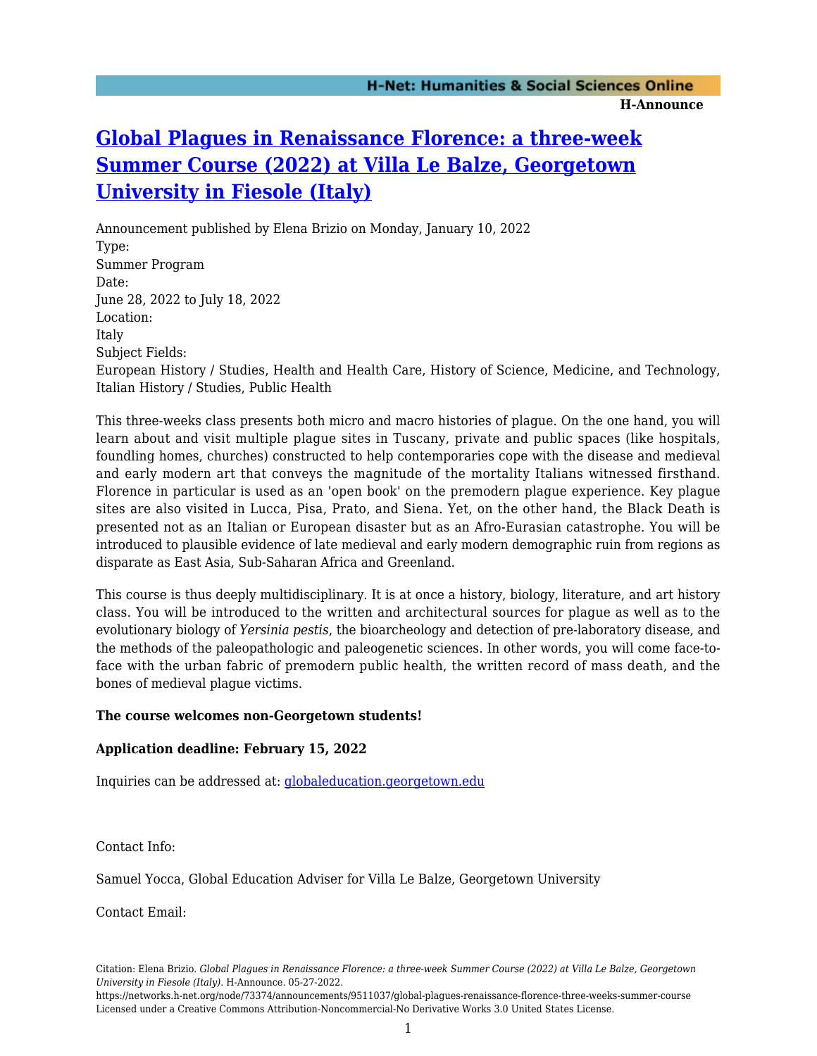# [Global Plagues in Renaissance Florence: a three-week Summer Course (2022) at Villa Le Balze, Georgetown University in Fiesole (Italy)](https://networks.h-net.org/node/73374/announcements/9511037/global-plagues-renaissance-florence-three-weeks-summer-course)

Announcement published by Elena Brizio on Monday, January 10, 2022

Type:
Summer Program

Date:
June 28, 2022 to July 18, 2022

Location:
Italy

Subject Fields:
European History / Studies, Health and Health Care, History of Science, Medicine, and Technology, Italian History / Studies, Public Health

This three-weeks class presents both micro and macro histories of plague. On the one hand, you will learn about and visit multiple plague sites in Tuscany, private and public spaces (like hospitals, foundling homes, churches) constructed to help contemporaries cope with the disease and medieval and early modern art that conveys the magnitude of the mortality Italians witnessed firsthand. Florence in particular is used as an 'open book' on the premodern plague experience. Key plague sites are also visited in Lucca, Pisa, Prato, and Siena. Yet, on the other hand, the Black Death is presented not as an Italian or European disaster but as an Afro-Eurasian catastrophe. You will be introduced to plausible evidence of late medieval and early modern demographic ruin from regions as disparate as East Asia, Sub-Saharan Africa and Greenland.

This course is thus deeply multidisciplinary. It is at once a history, biology, literature, and art history class. You will be introduced to the written and architectural sources for plague as well as to the evolutionary biology of *Yersinia pestis*, the bioarcheology and detection of pre-laboratory disease, and the methods of the paleopathologic and paleogenetic sciences. In other words, you will come face-to-face with the urban fabric of premodern public health, the written record of mass death, and the bones of medieval plague victims.

**The course welcomes non-Georgetown students!**

**Application deadline: February 15, 2022**

Inquiries can be addressed at: [globaleducation.georgetown.edu](https://globaleducation.georgetown.edu)

Contact Info:

Samuel Yocca, Global Education Adviser for Villa Le Balze, Georgetown University

Contact Email: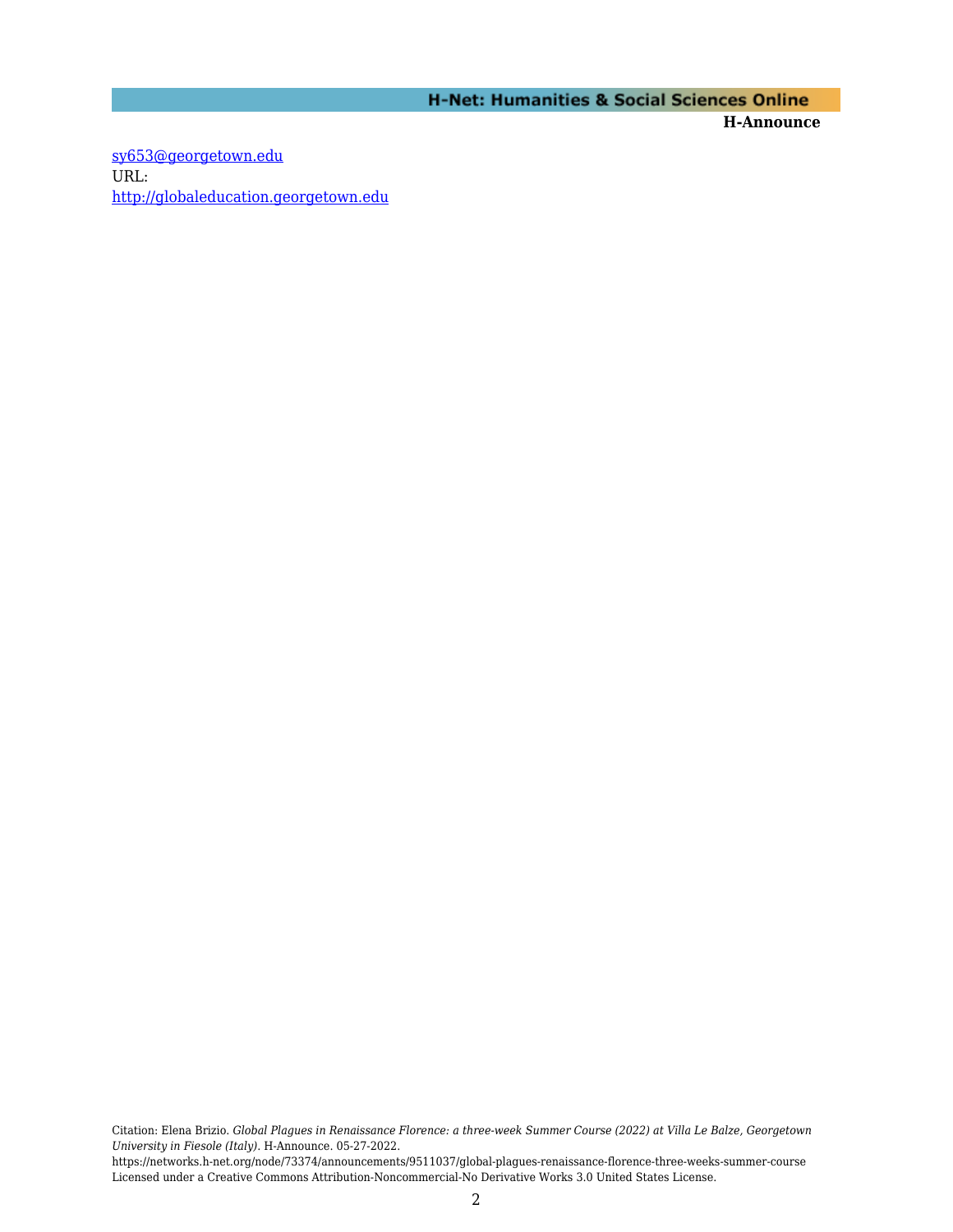sy653@georgetown.edu
URL:
http://globaleducation.georgetown.edu